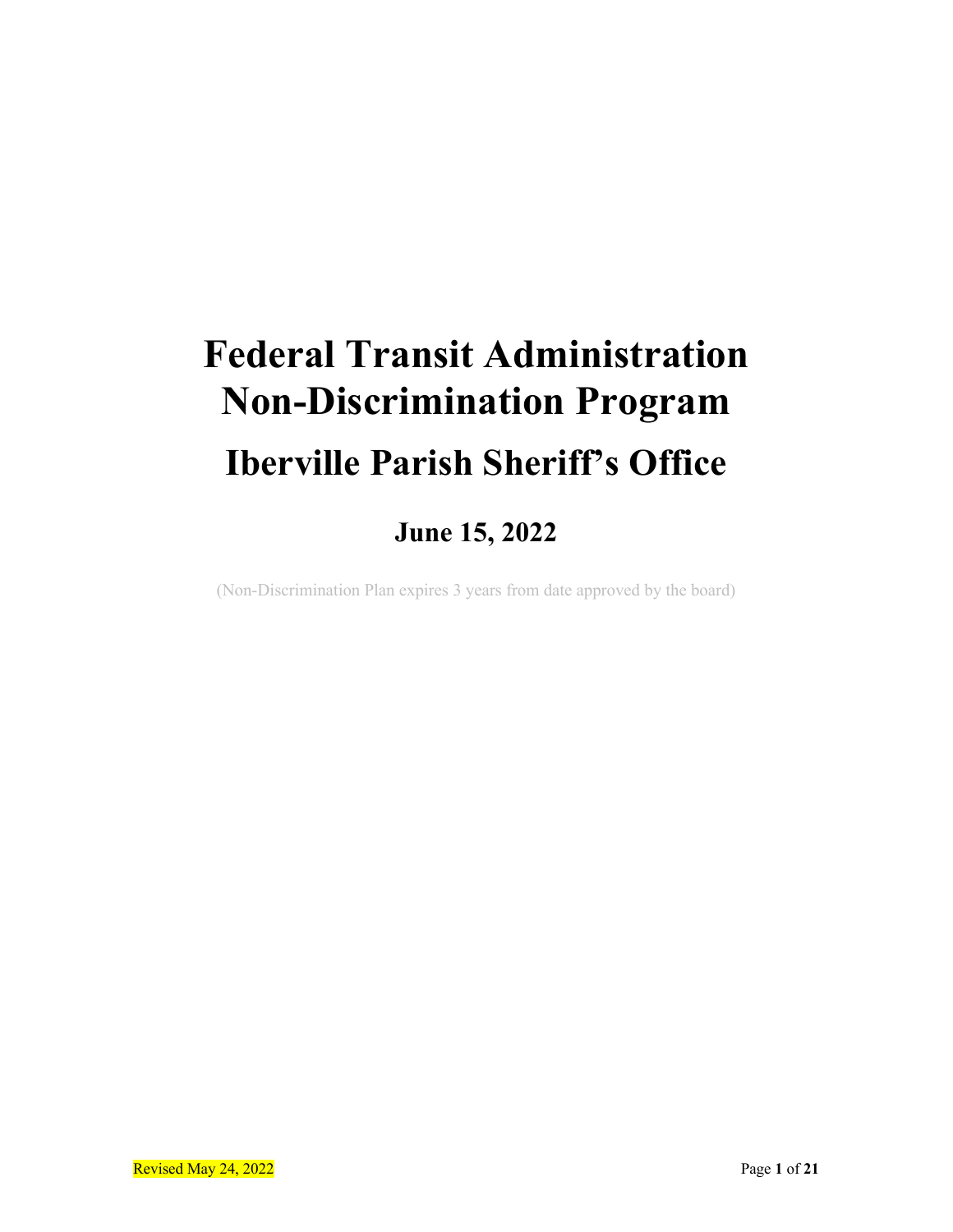# Federal Transit Administration Non-Discrimination Program

## Iberville Parish Sheriff's Office

### June 15, 2022

(Non-Discrimination Plan expires 3 years from date approved by the board)

Revised May 24, 2022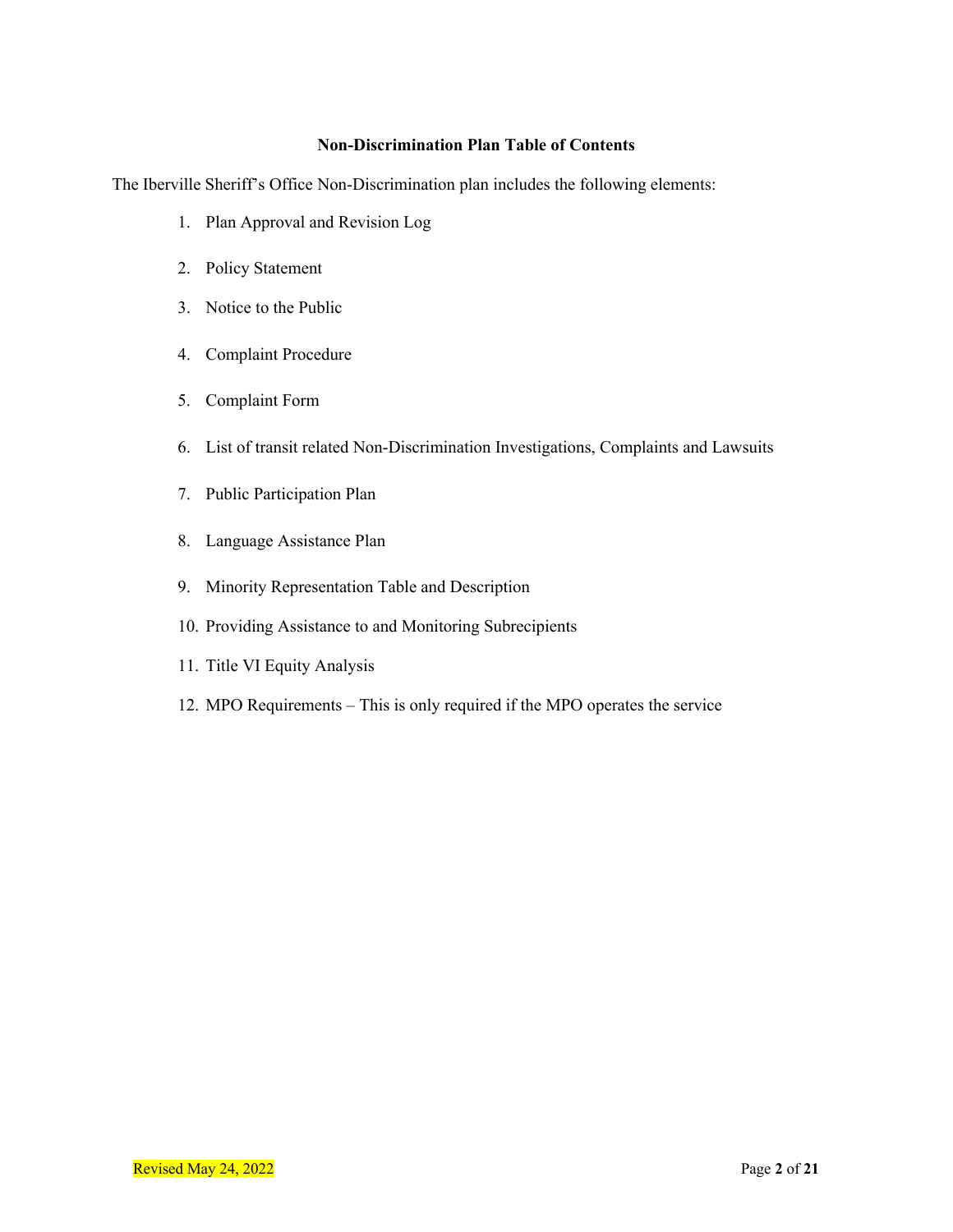## Non-Discrimination Plan Table of Contents

The Iberville Sheriff's Office Non-Discrimination plan includes the following elements:

1. Plan Approval and Revision Log
2. Policy Statement
3. Notice to the Public
4. Complaint Procedure
5. Complaint Form
6. List of transit related Non-Discrimination Investigations, Complaints and Lawsuits
7. Public Participation Plan
8. Language Assistance Plan
9. Minority Representation Table and Description
10. Providing Assistance to and Monitoring Subrecipients
11. Title VI Equity Analysis
12. MPO Requirements – This is only required if the MPO operates the service

Revised May 24, 2022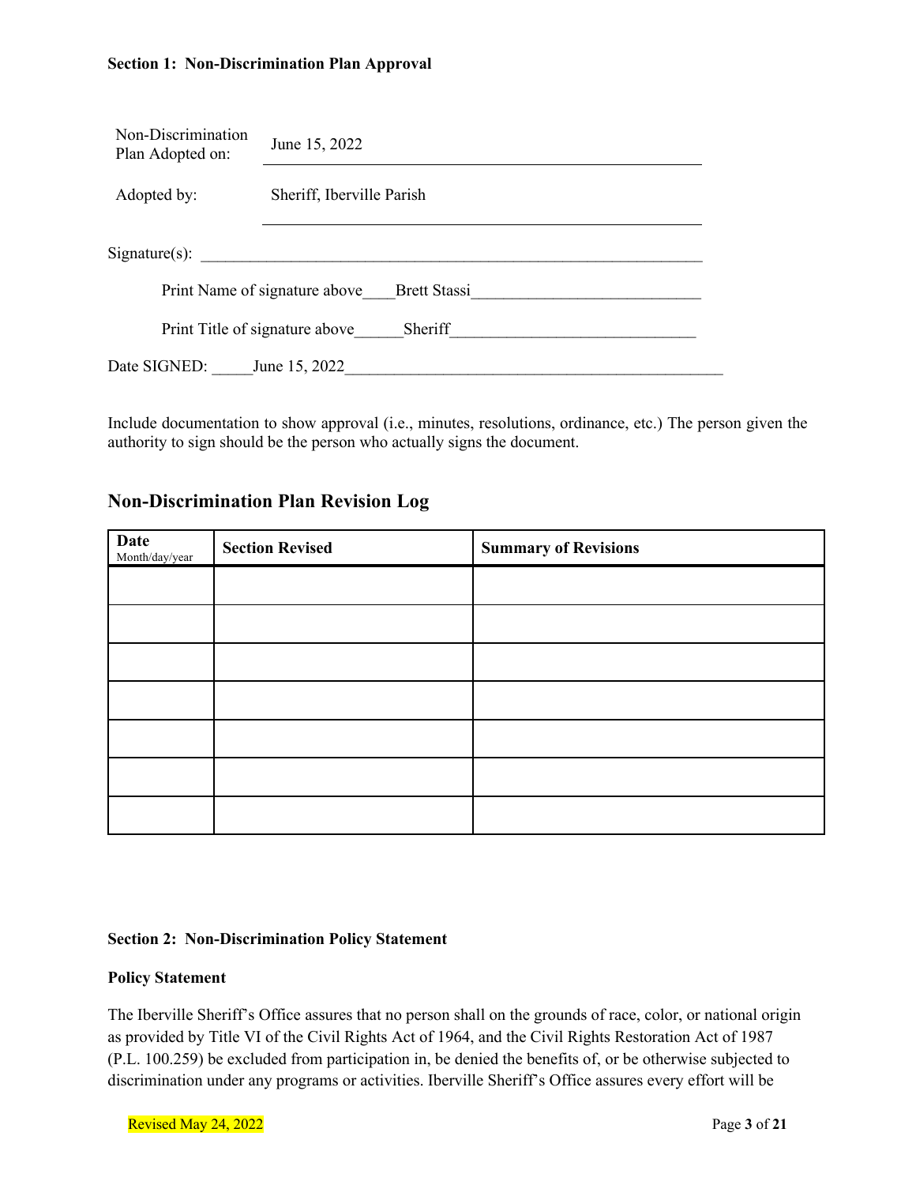**Section 1: Non-Discrimination Plan Approval**

Non-Discrimination Plan Adopted on: June 15, 2022

Adopted by: Sheriff, Iberville Parish

Signature(s): ______________________________________________

Print Name of signature above____Brett Stassi____________________________

Print Title of signature above______Sheriff______________________________

Date SIGNED: _____June 15, 2022_______________________________________

Include documentation to show approval (i.e., minutes, resolutions, ordinance, etc.) The person given the authority to sign should be the person who actually signs the document.

## Non-Discrimination Plan Revision Log

| Date Month/day/year | Section Revised | Summary of Revisions |
|---|---|---|
| | | |
| | | |
| | | |
| | | |
| | | |
| | | |
| | | |

**Section 2: Non-Discrimination Policy Statement**

**Policy Statement**

The Iberville Sheriff's Office assures that no person shall on the grounds of race, color, or national origin as provided by Title VI of the Civil Rights Act of 1964, and the Civil Rights Restoration Act of 1987 (P.L. 100.259) be excluded from participation in, be denied the benefits of, or be otherwise subjected to discrimination under any programs or activities. Iberville Sheriff's Office assures every effort will be

Revised May 24, 2022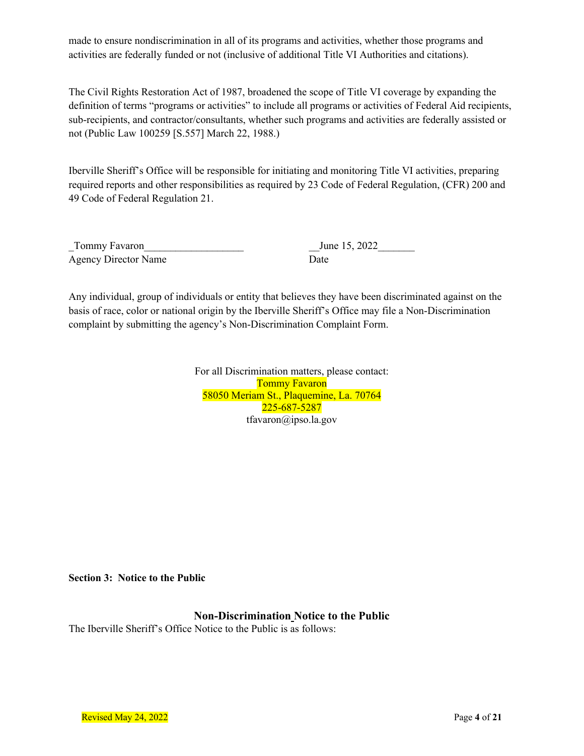made to ensure nondiscrimination in all of its programs and activities, whether those programs and activities are federally funded or not (inclusive of additional Title VI Authorities and citations).

The Civil Rights Restoration Act of 1987, broadened the scope of Title VI coverage by expanding the definition of terms "programs or activities" to include all programs or activities of Federal Aid recipients, sub-recipients, and contractor/consultants, whether such programs and activities are federally assisted or not (Public Law 100259 [S.557] March 22, 1988.)

Iberville Sheriff's Office will be responsible for initiating and monitoring Title VI activities, preparing required reports and other responsibilities as required by 23 Code of Federal Regulation, (CFR) 200 and 49 Code of Federal Regulation 21.

_Tommy Favaron___________________ __June 15, 2022_______
Agency Director Name Date

Any individual, group of individuals or entity that believes they have been discriminated against on the basis of race, color or national origin by the Iberville Sheriff's Office may file a Non-Discrimination complaint by submitting the agency's Non-Discrimination Complaint Form.

For all Discrimination matters, please contact:
Tommy Favaron
58050 Meriam St., Plaquemine, La. 70764
225-687-5287
tfavaron@ipso.la.gov

**Section 3: Notice to the Public**

## Non-Discrimination Notice to the Public

The Iberville Sheriff's Office Notice to the Public is as follows:

Revised May 24, 2022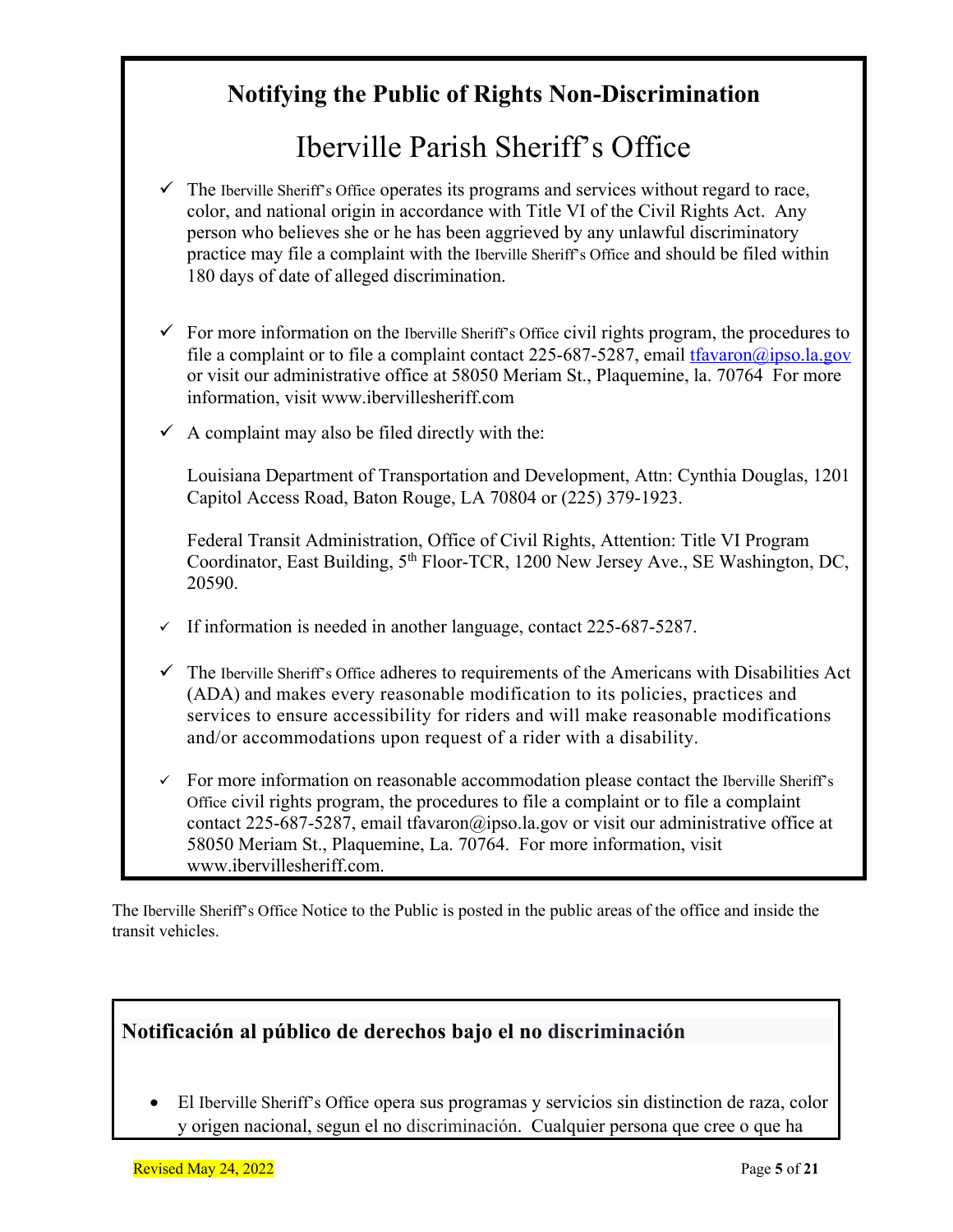## Notifying the Public of Rights Non-Discrimination

# Iberville Parish Sheriff's Office

- ✓ The Iberville Sheriff's Office operates its programs and services without regard to race, color, and national origin in accordance with Title VI of the Civil Rights Act. Any person who believes she or he has been aggrieved by any unlawful discriminatory practice may file a complaint with the Iberville Sheriff's Office and should be filed within 180 days of date of alleged discrimination.

- ✓ For more information on the Iberville Sheriff's Office civil rights program, the procedures to file a complaint or to file a complaint contact 225-687-5287, email tfavaron@ipso.la.gov or visit our administrative office at 58050 Meriam St., Plaquemine, la. 70764 For more information, visit www.ibervillesheriff.com

- ✓ A complaint may also be filed directly with the:

  Louisiana Department of Transportation and Development, Attn: Cynthia Douglas, 1201 Capitol Access Road, Baton Rouge, LA 70804 or (225) 379-1923.

  Federal Transit Administration, Office of Civil Rights, Attention: Title VI Program Coordinator, East Building, 5th Floor-TCR, 1200 New Jersey Ave., SE Washington, DC, 20590.

- ✓ If information is needed in another language, contact 225-687-5287.

- ✓ The Iberville Sheriff's Office adheres to requirements of the Americans with Disabilities Act (ADA) and makes every reasonable modification to its policies, practices and services to ensure accessibility for riders and will make reasonable modifications and/or accommodations upon request of a rider with a disability.

- ✓ For more information on reasonable accommodation please contact the Iberville Sheriff's Office civil rights program, the procedures to file a complaint or to file a complaint contact 225-687-5287, email tfavaron@ipso.la.gov or visit our administrative office at 58050 Meriam St., Plaquemine, La. 70764. For more information, visit www.ibervillesheriff.com.

The Iberville Sheriff's Office Notice to the Public is posted in the public areas of the office and inside the transit vehicles.

### Notificación al público de derechos bajo el no discriminación

- El Iberville Sheriff's Office opera sus programas y servicios sin distinction de raza, color y origen nacional, segun el no discriminación. Cualquier persona que cree o que ha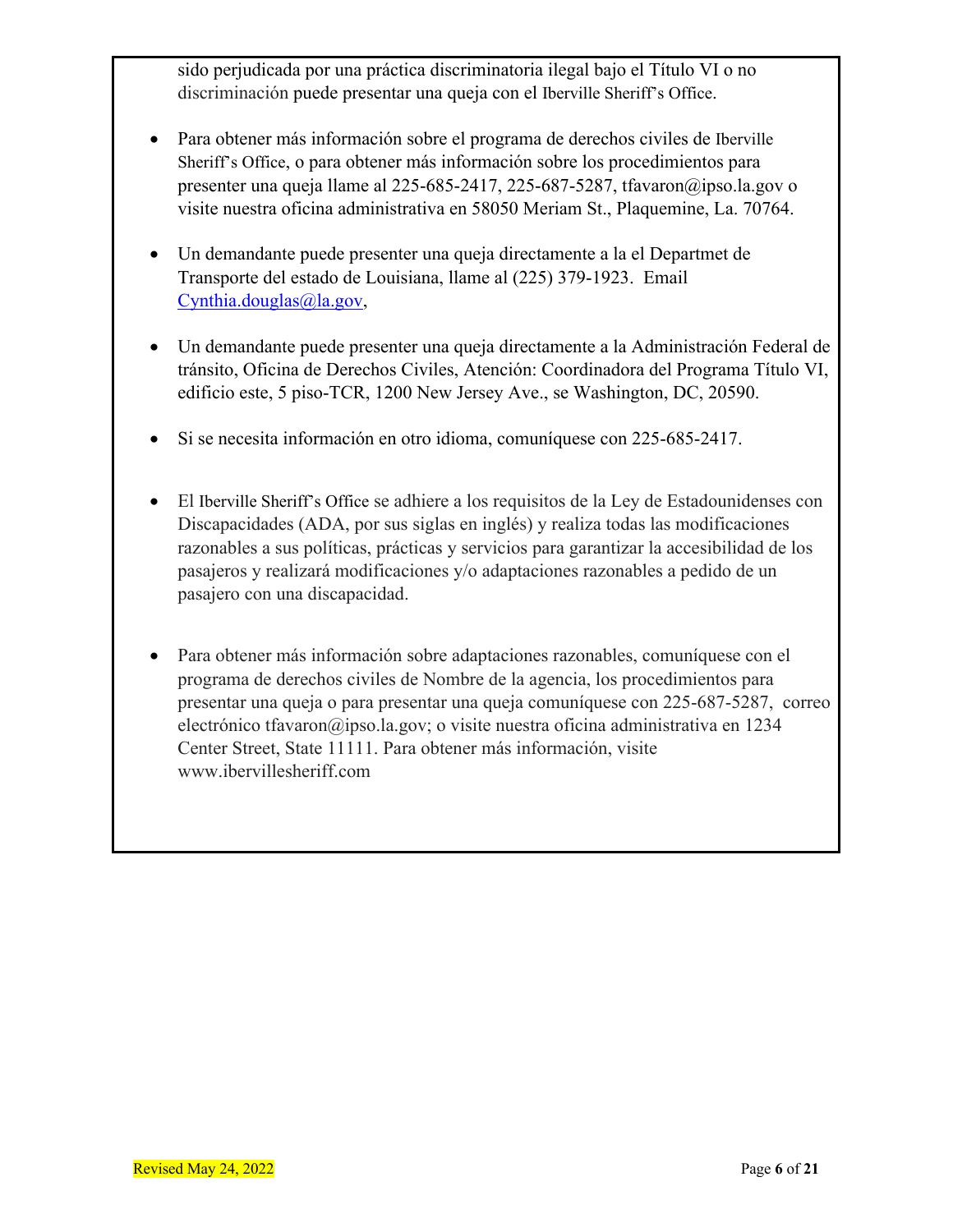sido perjudicada por una práctica discriminatoria ilegal bajo el Título VI o no discriminación puede presentar una queja con el Iberville Sheriff's Office.

- Para obtener más información sobre el programa de derechos civiles de Iberville Sheriff's Office, o para obtener más información sobre los procedimientos para presenter una queja llame al 225-685-2417, 225-687-5287, tfavaron@ipso.la.gov o visite nuestra oficina administrativa en 58050 Meriam St., Plaquemine, La. 70764.

- Un demandante puede presenter una queja directamente a la el Departmet de Transporte del estado de Louisiana, llame al (225) 379-1923. Email Cynthia.douglas@la.gov,

- Un demandante puede presenter una queja directamente a la Administración Federal de tránsito, Oficina de Derechos Civiles, Atención: Coordinadora del Programa Título VI, edificio este, 5 piso-TCR, 1200 New Jersey Ave., se Washington, DC, 20590.

- Si se necesita información en otro idioma, comuníquese con 225-685-2417.

- El Iberville Sheriff's Office se adhiere a los requisitos de la Ley de Estadounidenses con Discapacidades (ADA, por sus siglas en inglés) y realiza todas las modificaciones razonables a sus políticas, prácticas y servicios para garantizar la accesibilidad de los pasajeros y realizará modificaciones y/o adaptaciones razonables a pedido de un pasajero con una discapacidad.

- Para obtener más información sobre adaptaciones razonables, comuníquese con el programa de derechos civiles de Nombre de la agencia, los procedimientos para presentar una queja o para presentar una queja comuníquese con 225-687-5287, correo electrónico tfavaron@ipso.la.gov; o visite nuestra oficina administrativa en 1234 Center Street, State 11111. Para obtener más información, visite www.ibervillesheriff.com

Revised May 24, 2022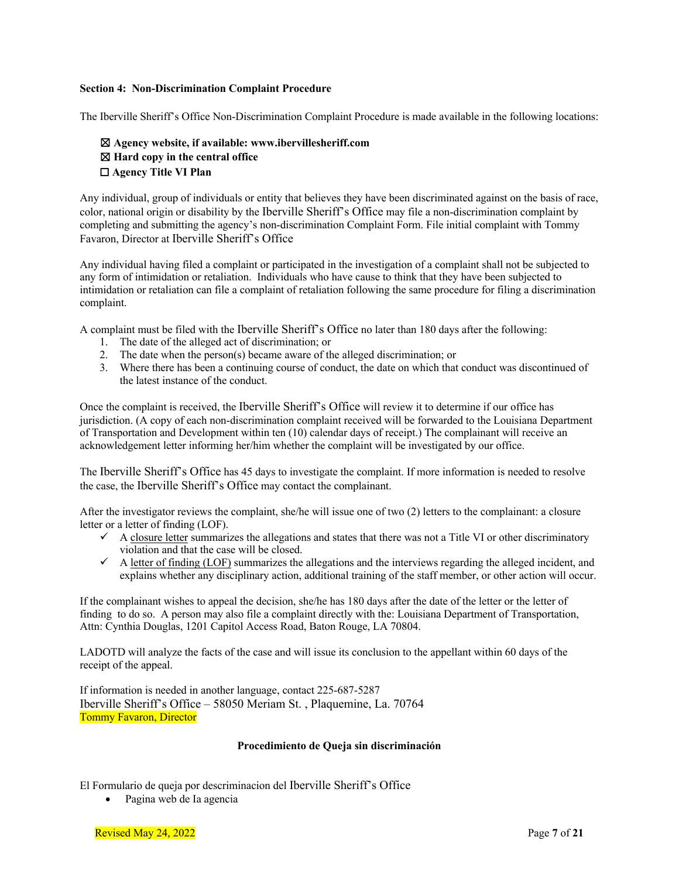**Section 4: Non-Discrimination Complaint Procedure**

The Iberville Sheriff's Office Non-Discrimination Complaint Procedure is made available in the following locations:

- ☒ **Agency website, if available: www.ibervillesheriff.com**
- ☒ **Hard copy in the central office**
- ☐ **Agency Title VI Plan**

Any individual, group of individuals or entity that believes they have been discriminated against on the basis of race, color, national origin or disability by the Iberville Sheriff's Office may file a non-discrimination complaint by completing and submitting the agency's non-discrimination Complaint Form. File initial complaint with Tommy Favaron, Director at Iberville Sheriff's Office

Any individual having filed a complaint or participated in the investigation of a complaint shall not be subjected to any form of intimidation or retaliation. Individuals who have cause to think that they have been subjected to intimidation or retaliation can file a complaint of retaliation following the same procedure for filing a discrimination complaint.

A complaint must be filed with the Iberville Sheriff's Office no later than 180 days after the following:

1. The date of the alleged act of discrimination; or
2. The date when the person(s) became aware of the alleged discrimination; or
3. Where there has been a continuing course of conduct, the date on which that conduct was discontinued of the latest instance of the conduct.

Once the complaint is received, the Iberville Sheriff's Office will review it to determine if our office has jurisdiction. (A copy of each non-discrimination complaint received will be forwarded to the Louisiana Department of Transportation and Development within ten (10) calendar days of receipt.) The complainant will receive an acknowledgement letter informing her/him whether the complaint will be investigated by our office.

The Iberville Sheriff's Office has 45 days to investigate the complaint. If more information is needed to resolve the case, the Iberville Sheriff's Office may contact the complainant.

After the investigator reviews the complaint, she/he will issue one of two (2) letters to the complainant: a closure letter or a letter of finding (LOF).

- ✓ A closure letter summarizes the allegations and states that there was not a Title VI or other discriminatory violation and that the case will be closed.
- ✓ A letter of finding (LOF) summarizes the allegations and the interviews regarding the alleged incident, and explains whether any disciplinary action, additional training of the staff member, or other action will occur.

If the complainant wishes to appeal the decision, she/he has 180 days after the date of the letter or the letter of finding to do so. A person may also file a complaint directly with the: Louisiana Department of Transportation, Attn: Cynthia Douglas, 1201 Capitol Access Road, Baton Rouge, LA 70804.

LADOTD will analyze the facts of the case and will issue its conclusion to the appellant within 60 days of the receipt of the appeal.

If information is needed in another language, contact 225-687-5287
Iberville Sheriff's Office – 58050 Meriam St. , Plaquemine, La. 70764
Tommy Favaron, Director

**Procedimiento de Queja sin discriminación**

El Formulario de queja por descriminacion del Iberville Sheriff's Office

- Pagina web de Ia agencia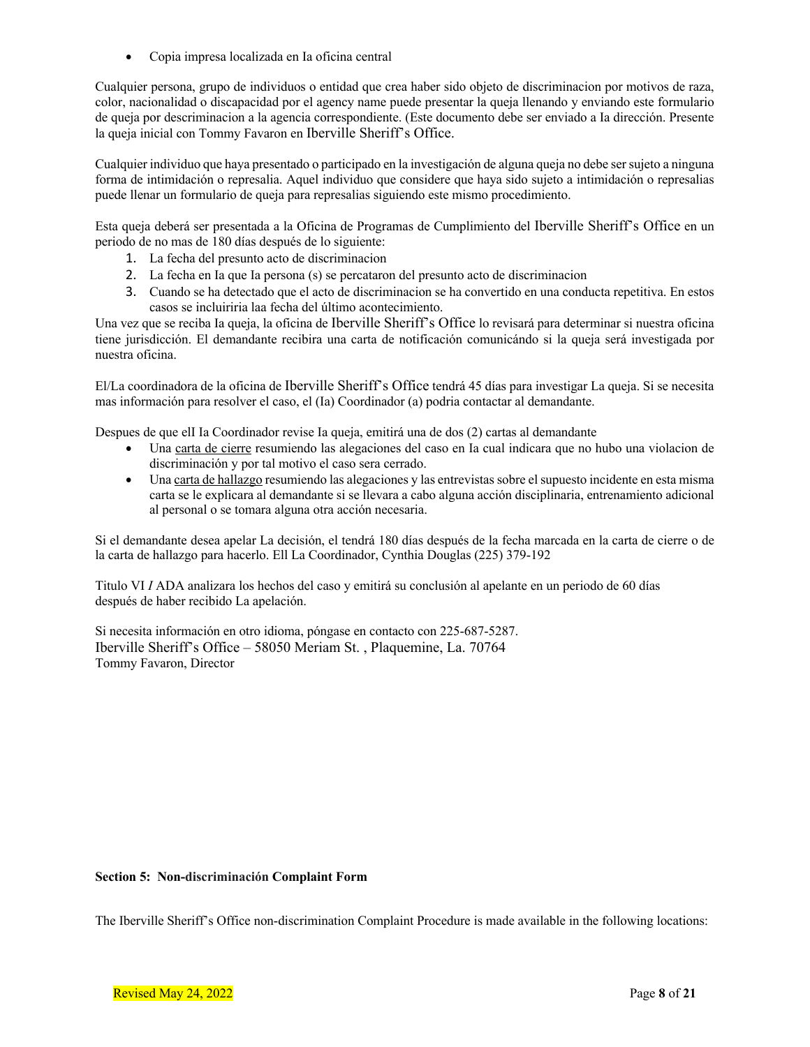- Copia impresa localizada en Ia oficina central

Cualquier persona, grupo de individuos o entidad que crea haber sido objeto de discriminacion por motivos de raza, color, nacionalidad o discapacidad por el agency name puede presentar la queja llenando y enviando este formulario de queja por descriminacion a la agencia correspondiente. (Este documento debe ser enviado a Ia dirección. Presente la queja inicial con Tommy Favaron en Iberville Sheriff's Office.

Cualquier individuo que haya presentado o participado en la investigación de alguna queja no debe ser sujeto a ninguna forma de intimidación o represalia. Aquel individuo que considere que haya sido sujeto a intimidación o represalias puede llenar un formulario de queja para represalias siguiendo este mismo procedimiento.

Esta queja deberá ser presentada a la Oficina de Programas de Cumplimiento del Iberville Sheriff's Office en un periodo de no mas de 180 días después de lo siguiente:

1. La fecha del presunto acto de discriminacion
2. La fecha en Ia que Ia persona (s) se percataron del presunto acto de discriminacion
3. Cuando se ha detectado que el acto de discriminacion se ha convertido en una conducta repetitiva. En estos casos se incluiriria laa fecha del último acontecimiento.

Una vez que se reciba Ia queja, la oficina de Iberville Sheriff's Office lo revisará para determinar si nuestra oficina tiene jurisdicción. El demandante recibira una carta de notificación comunicándo si la queja será investigada por nuestra oficina.

El/La coordinadora de la oficina de Iberville Sheriff's Office tendrá 45 días para investigar La queja. Si se necesita mas información para resolver el caso, el (Ia) Coordinador (a) podria contactar al demandante.

Despues de que elI Ia Coordinador revise Ia queja, emitirá una de dos (2) cartas al demandante

- Una carta de cierre resumiendo las alegaciones del caso en Ia cual indicara que no hubo una violacion de discriminación y por tal motivo el caso sera cerrado.
- Una carta de hallazgo resumiendo las alegaciones y las entrevistas sobre el supuesto incidente en esta misma carta se le explicara al demandante si se llevara a cabo alguna acción disciplinaria, entrenamiento adicional al personal o se tomara alguna otra acción necesaria.

Si el demandante desea apelar La decisión, el tendrá 180 días después de la fecha marcada en la carta de cierre o de la carta de hallazgo para hacerlo. Ell La Coordinador, Cynthia Douglas (225) 379-192

Titulo VI *I* ADA analizara los hechos del caso y emitirá su conclusión al apelante en un periodo de 60 días después de haber recibido La apelación.

Si necesita información en otro idioma, póngase en contacto con 225-687-5287.
Iberville Sheriff's Office – 58050 Meriam St. , Plaquemine, La. 70764
Tommy Favaron, Director

**Section 5: Non-discriminación Complaint Form**

The Iberville Sheriff's Office non-discrimination Complaint Procedure is made available in the following locations:

Revised May 24, 2022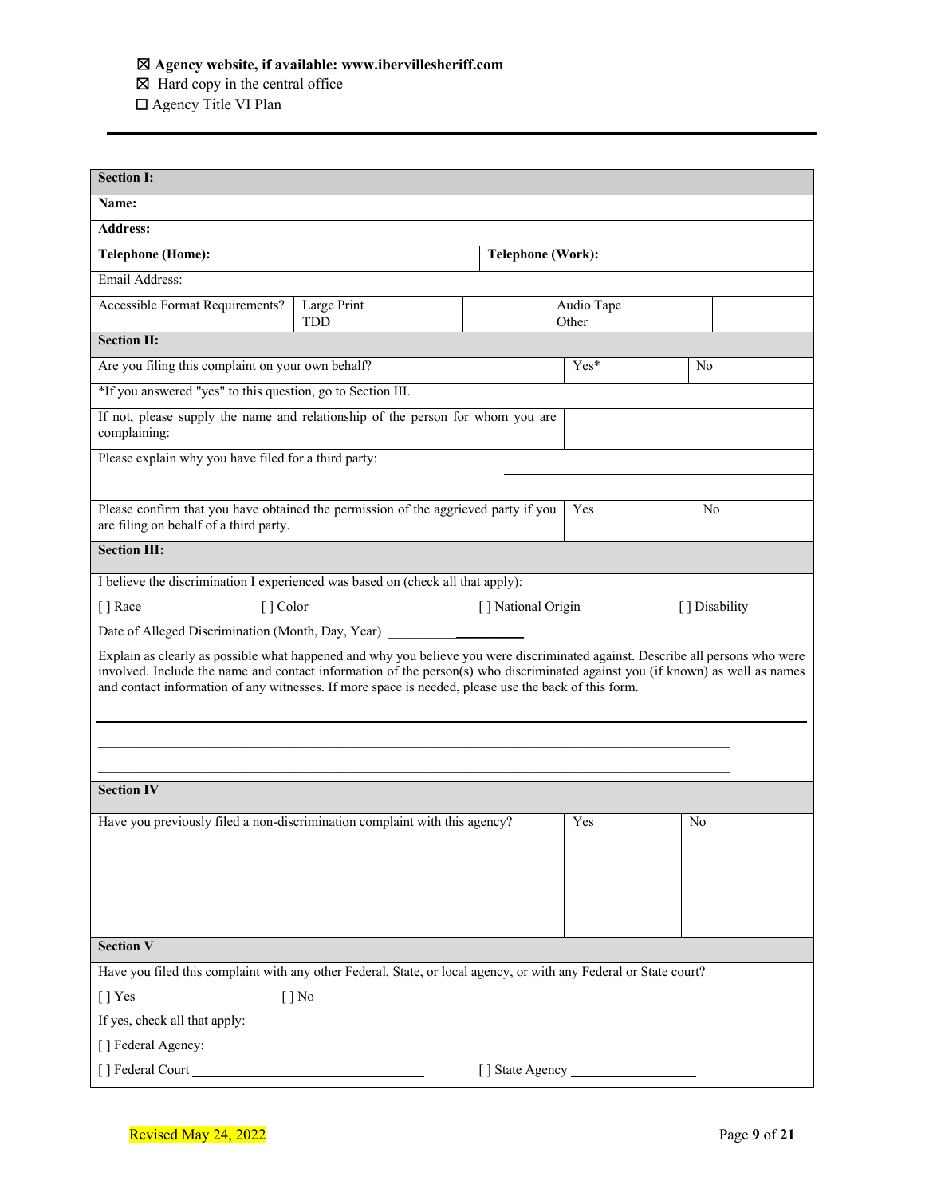☒ **Agency website, if available: www.ibervillesheriff.com**
☒ Hard copy in the central office
☐ Agency Title VI Plan

---

| **Section I:** | | | | | |
|---|---|---|---|---|---|
| **Name:** | | | | | |
| **Address:** | | | | | |
| **Telephone (Home):** | | | **Telephone (Work):** | | |
| Email Address: | | | | | |
| Accessible Format Requirements? | Large Print | | Audio Tape | | |
| | TDD | | Other | | |

| **Section II:** | | |
|---|---|---|
| Are you filing this complaint on your own behalf? | Yes* | No |
| *If you answered "yes" to this question, go to Section III. | | |
| If not, please supply the name and relationship of the person for whom you are complaining: | | |
| Please explain why you have filed for a third party: | | |
| Please confirm that you have obtained the permission of the aggrieved party if you are filing on behalf of a third party. | Yes | No |

**Section III:**

I believe the discrimination I experienced was based on (check all that apply):

[ ] Race [ ] Color [ ] National Origin [ ] Disability

Date of Alleged Discrimination (Month, Day, Year) ____________________

Explain as clearly as possible what happened and why you believe you were discriminated against. Describe all persons who were involved. Include the name and contact information of the person(s) who discriminated against you (if known) as well as names and contact information of any witnesses. If more space is needed, please use the back of this form.

______________________________________________________________________

______________________________________________________________________

______________________________________________________________________

| **Section IV** | | |
|---|---|---|
| Have you previously filed a non-discrimination complaint with this agency? | Yes | No |

**Section V**

Have you filed this complaint with any other Federal, State, or local agency, or with any Federal or State court?

[ ] Yes [ ] No

If yes, check all that apply:

[ ] Federal Agency: ______________________________

[ ] Federal Court ______________________________ [ ] State Agency ____________________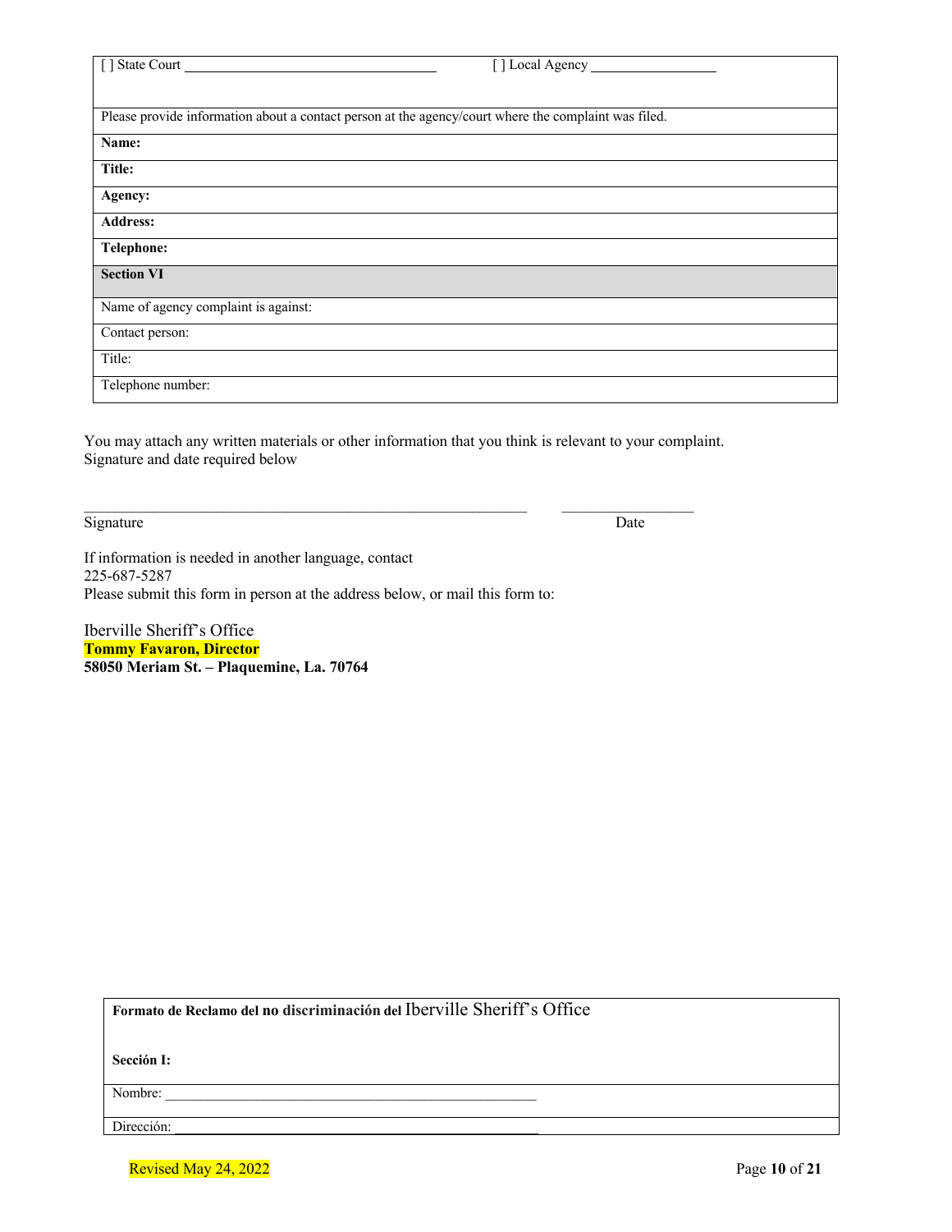| [ ] State Court ____________________ | [ ] Local Agency ____________ |
|---|---|
| Please provide information about a contact person at the agency/court where the complaint was filed. | |
| **Name:** | |
| **Title:** | |
| **Agency:** | |
| **Address:** | |
| **Telephone:** | |
| **Section VI** | |
| Name of agency complaint is against: | |
| Contact person: | |
| Title: | |
| Telephone number: | |

You may attach any written materials or other information that you think is relevant to your complaint.
Signature and date required below

_________________________________________________________ _________________
Signature Date

If information is needed in another language, contact
225-687-5287
Please submit this form in person at the address below, or mail this form to:

Iberville Sheriff's Office
**Tommy Favaron, Director**
**58050 Meriam St. – Plaquemine, La. 70764**

| **Formato de Reclamo del no discriminación del** Iberville Sheriff's Office<br><br>**Sección I:** |
|---|
| Nombre: _____________________________________________________ |
| Dirección: _____________________________________________________ |

Revised May 24, 2022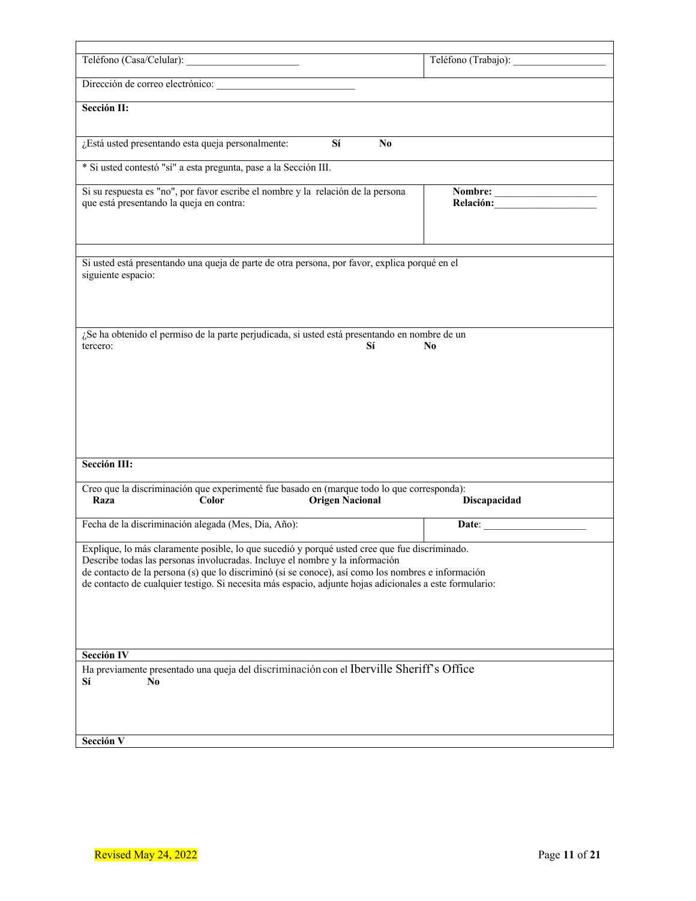Teléfono (Casa/Celular): ______________________ Teléfono (Trabajo): __________________

Dirección de correo electrónico: ___________________________

**Sección II:**

¿Está usted presentando esta queja personalmente: **Sí** **No**

* Si usted contestó "sí" a esta pregunta, pase a la Sección III.

Si su respuesta es "no", por favor escribe el nombre y la relación de la persona que está presentando la queja en contra:

**Nombre:** ____________________
**Relación:**____________________

Si usted está presentando una queja de parte de otra persona, por favor, explica porqué en el siguiente espacio:

¿Se ha obtenido el permiso de la parte perjudicada, si usted está presentando en nombre de un tercero: **Sí** **No**

**Sección III:**

Creo que la discriminación que experimenté fue basado en (marque todo lo que corresponda):
**Raza** **Color** **Origen Nacional** **Discapacidad**

Fecha de la discriminación alegada (Mes, Día, Año): **Date**: ____________________

Explique, lo más claramente posible, lo que sucedió y porqué usted cree que fue discriminado. Describe todas las personas involucradas. Incluye el nombre y la información de contacto de la persona (s) que lo discriminó (si se conoce), así como los nombres e información de contacto de cualquier testigo. Si necesita más espacio, adjunte hojas adicionales a este formulario:

**Sección IV**

Ha previamente presentado una queja del discriminación con el Iberville Sheriff's Office
**Sí** **No**

**Sección V**

Revised May 24, 2022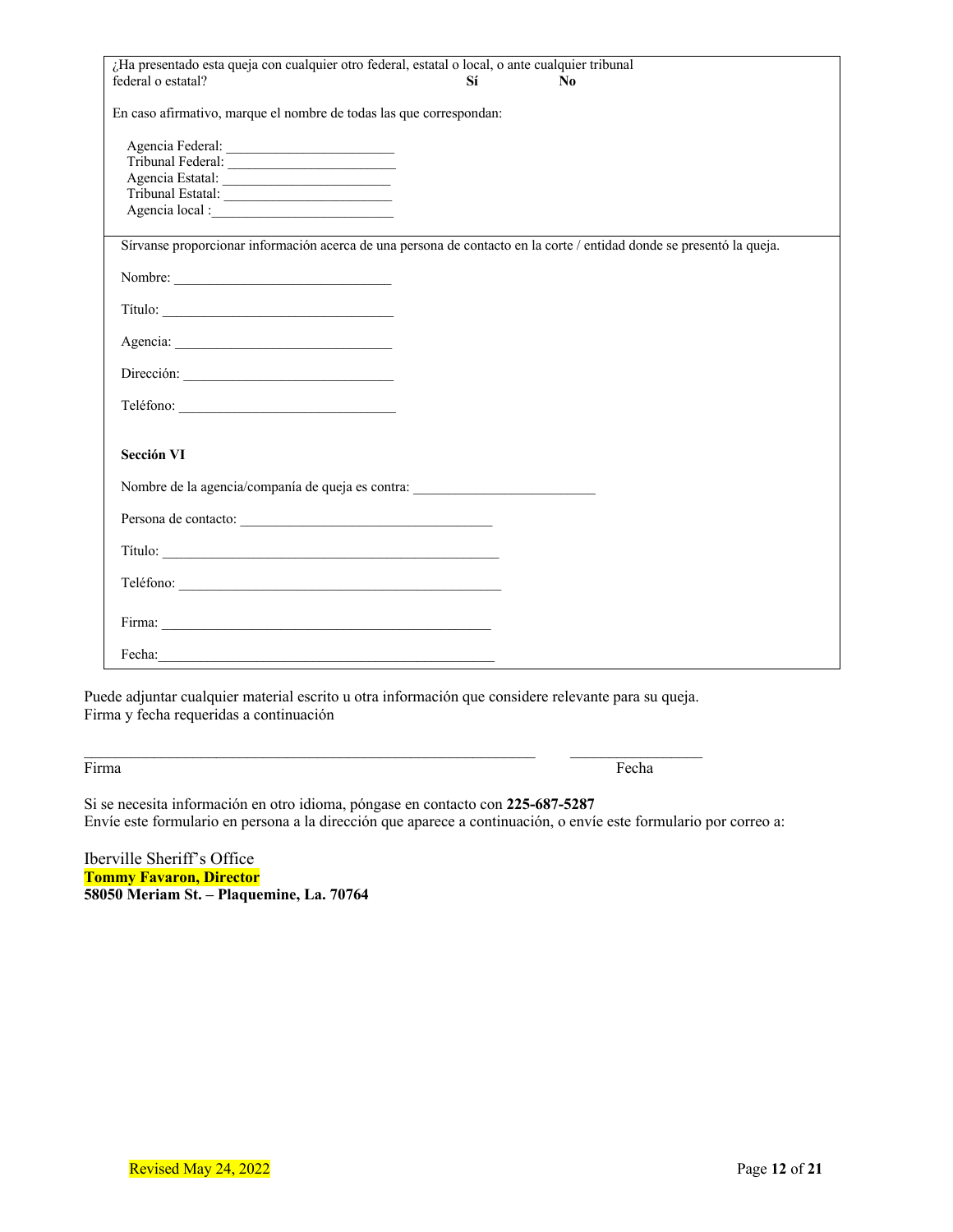¿Ha presentado esta queja con cualquier otro federal, estatal o local, o ante cualquier tribunal federal o estatal? **Sí** **No**

En caso afirmativo, marque el nombre de todas las que correspondan:

Agencia Federal: _______________________
Tribunal Federal: _______________________
Agencia Estatal: _______________________
Tribunal Estatal: _______________________
Agencia local :__________________________

Sírvanse proporcionar información acerca de una persona de contacto en la corte / entidad donde se presentó la queja.

Nombre: ______________________________

Título: _______________________________

Agencia: ______________________________

Dirección: _____________________________

Teléfono: ______________________________

**Sección VI**

Nombre de la agencia/compañía de queja es contra: _________________________

Persona de contacto: ___________________________________

Título: _________________________________________________

Teléfono: _______________________________________________

Firma: _______________________________________________

Fecha:_______________________________________________

Puede adjuntar cualquier material escrito u otra información que considere relevante para su queja.
Firma y fecha requeridas a continuación

_______________________________________________________________ ___________________
Firma Fecha

Si se necesita información en otro idioma, póngase en contacto con **225-687-5287**
Envíe este formulario en persona a la dirección que aparece a continuación, o envíe este formulario por correo a:

Iberville Sheriff's Office
**Tommy Favaron, Director**
**58050 Meriam St. – Plaquemine, La. 70764**

Revised May 24, 2022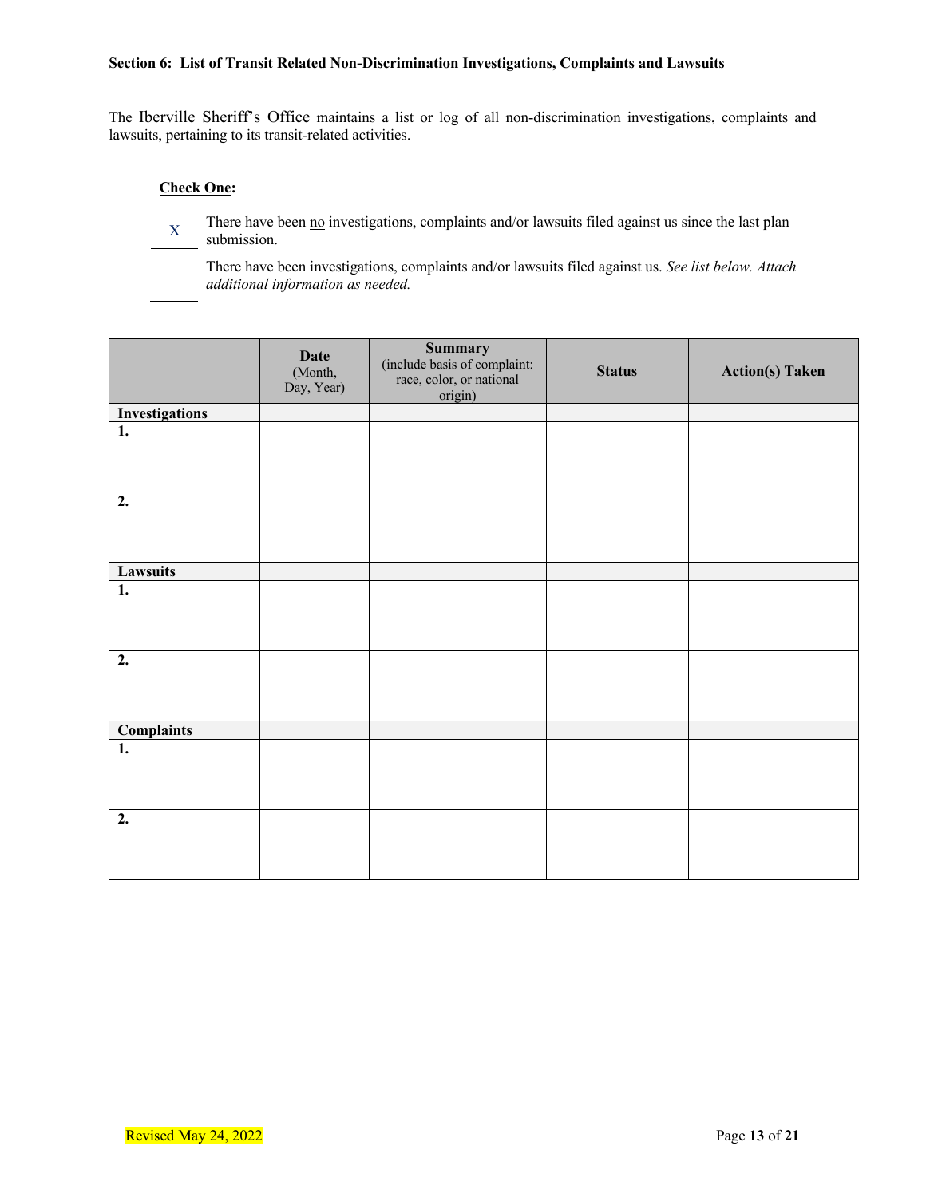**Section 6: List of Transit Related Non-Discrimination Investigations, Complaints and Lawsuits**

The Iberville Sheriff's Office maintains a list or log of all non-discrimination investigations, complaints and lawsuits, pertaining to its transit-related activities.

**Check One:**

X There have been no investigations, complaints and/or lawsuits filed against us since the last plan submission.

_____ There have been investigations, complaints and/or lawsuits filed against us. *See list below. Attach additional information as needed.*

| | **Date** (Month, Day, Year) | **Summary** (include basis of complaint: race, color, or national origin) | **Status** | **Action(s) Taken** |
|---|---|---|---|---|
| **Investigations** | | | | |
| **1.** | | | | |
| **2.** | | | | |
| **Lawsuits** | | | | |
| **1.** | | | | |
| **2.** | | | | |
| **Complaints** | | | | |
| **1.** | | | | |
| **2.** | | | | |

Revised May 24, 2022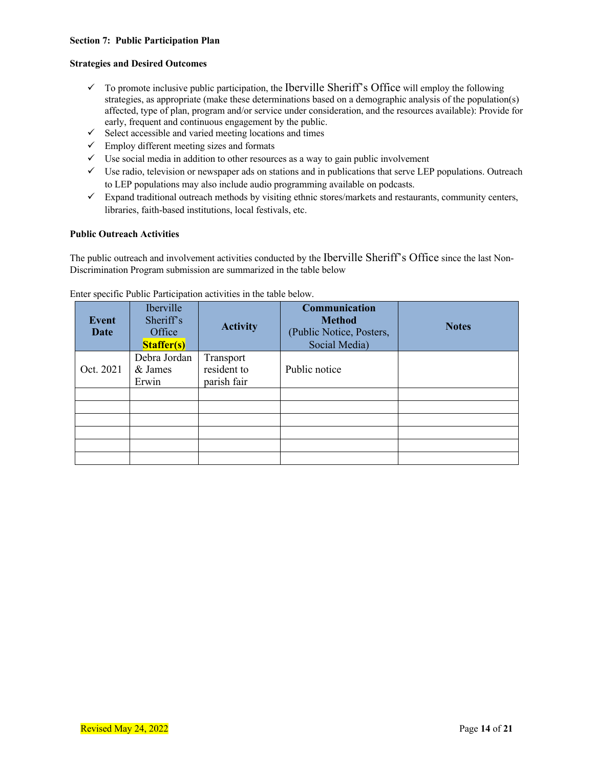**Section 7: Public Participation Plan**

**Strategies and Desired Outcomes**

- ✓ To promote inclusive public participation, the Iberville Sheriff's Office will employ the following strategies, as appropriate (make these determinations based on a demographic analysis of the population(s) affected, type of plan, program and/or service under consideration, and the resources available): Provide for early, frequent and continuous engagement by the public.
- ✓ Select accessible and varied meeting locations and times
- ✓ Employ different meeting sizes and formats
- ✓ Use social media in addition to other resources as a way to gain public involvement
- ✓ Use radio, television or newspaper ads on stations and in publications that serve LEP populations. Outreach to LEP populations may also include audio programming available on podcasts.
- ✓ Expand traditional outreach methods by visiting ethnic stores/markets and restaurants, community centers, libraries, faith-based institutions, local festivals, etc.

**Public Outreach Activities**

The public outreach and involvement activities conducted by the Iberville Sheriff's Office since the last Non-Discrimination Program submission are summarized in the table below

Enter specific Public Participation activities in the table below.

| **Event Date** | Iberville Sheriff's Office **Staffer(s)** | **Activity** | **Communication Method** (Public Notice, Posters, Social Media) | **Notes** |
|---|---|---|---|---|
| Oct. 2021 | Debra Jordan & James Erwin | Transport resident to parish fair | Public notice | |
| | | | | |
| | | | | |
| | | | | |
| | | | | |
| | | | | |
| | | | | |

Revised May 24, 2022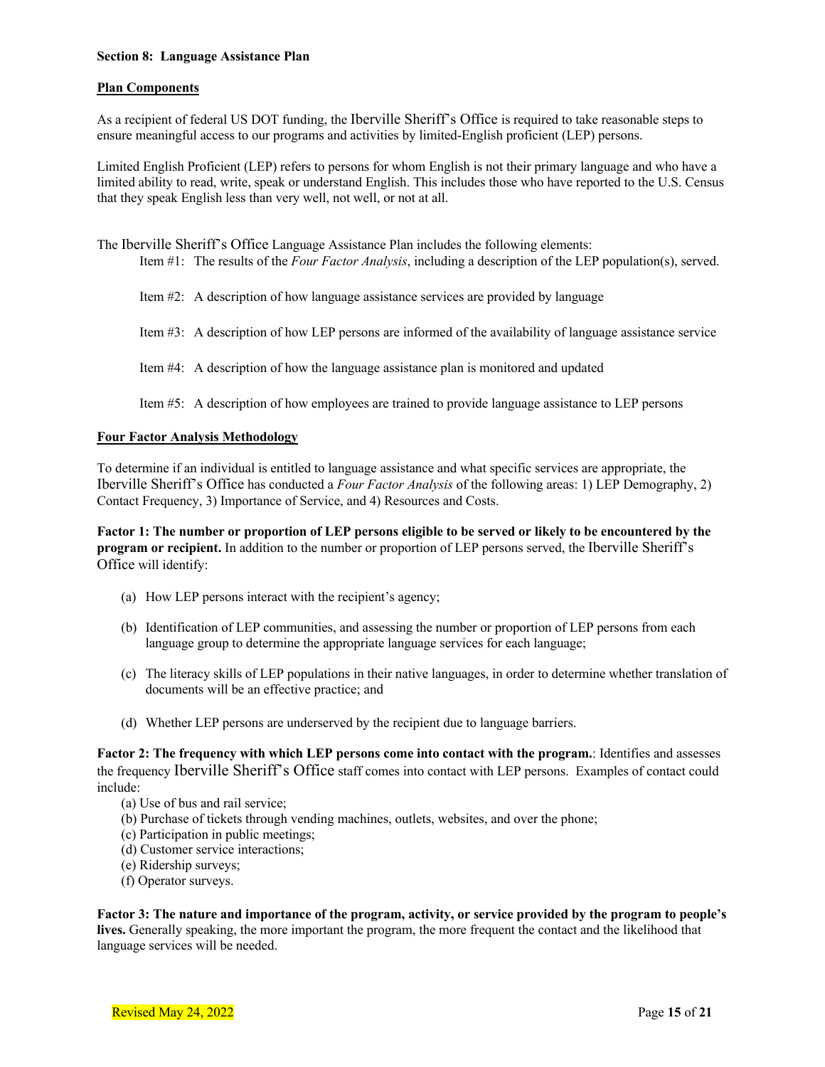**Section 8: Language Assistance Plan**

**Plan Components**

As a recipient of federal US DOT funding, the Iberville Sheriff's Office is required to take reasonable steps to ensure meaningful access to our programs and activities by limited-English proficient (LEP) persons.

Limited English Proficient (LEP) refers to persons for whom English is not their primary language and who have a limited ability to read, write, speak or understand English. This includes those who have reported to the U.S. Census that they speak English less than very well, not well, or not at all.

The Iberville Sheriff's Office Language Assistance Plan includes the following elements:

Item #1: The results of the *Four Factor Analysis*, including a description of the LEP population(s), served.

Item #2: A description of how language assistance services are provided by language

Item #3: A description of how LEP persons are informed of the availability of language assistance service

Item #4: A description of how the language assistance plan is monitored and updated

Item #5: A description of how employees are trained to provide language assistance to LEP persons

**Four Factor Analysis Methodology**

To determine if an individual is entitled to language assistance and what specific services are appropriate, the Iberville Sheriff's Office has conducted a *Four Factor Analysis* of the following areas: 1) LEP Demography, 2) Contact Frequency, 3) Importance of Service, and 4) Resources and Costs.

**Factor 1: The number or proportion of LEP persons eligible to be served or likely to be encountered by the program or recipient.** In addition to the number or proportion of LEP persons served, the Iberville Sheriff's Office will identify:

(a) How LEP persons interact with the recipient's agency;

(b) Identification of LEP communities, and assessing the number or proportion of LEP persons from each language group to determine the appropriate language services for each language;

(c) The literacy skills of LEP populations in their native languages, in order to determine whether translation of documents will be an effective practice; and

(d) Whether LEP persons are underserved by the recipient due to language barriers.

**Factor 2: The frequency with which LEP persons come into contact with the program.**: Identifies and assesses the frequency Iberville Sheriff's Office staff comes into contact with LEP persons. Examples of contact could include:

(a) Use of bus and rail service;
(b) Purchase of tickets through vending machines, outlets, websites, and over the phone;
(c) Participation in public meetings;
(d) Customer service interactions;
(e) Ridership surveys;
(f) Operator surveys.

**Factor 3: The nature and importance of the program, activity, or service provided by the program to people's lives.** Generally speaking, the more important the program, the more frequent the contact and the likelihood that language services will be needed.

Revised May 24, 2022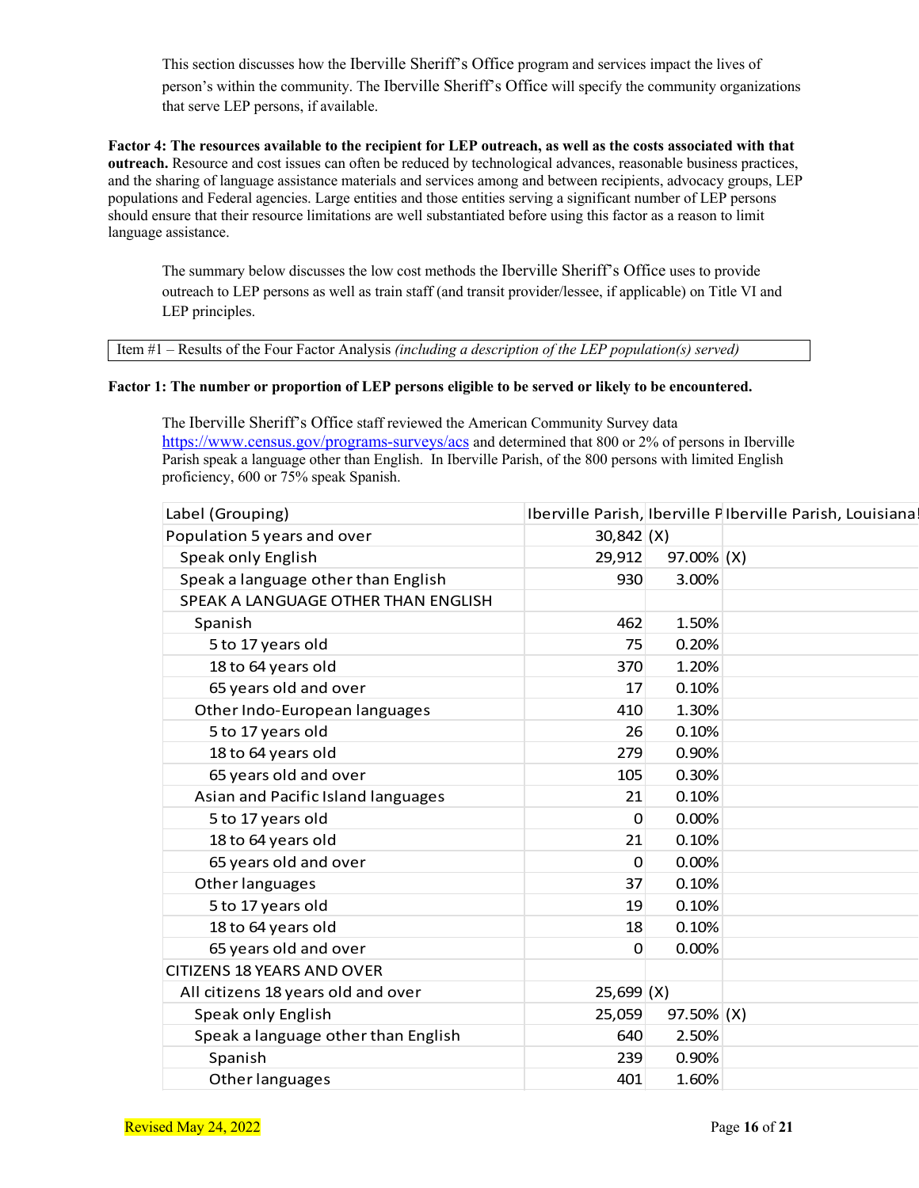This section discusses how the Iberville Sheriff's Office program and services impact the lives of person's within the community. The Iberville Sheriff's Office will specify the community organizations that serve LEP persons, if available.

**Factor 4: The resources available to the recipient for LEP outreach, as well as the costs associated with that outreach.** Resource and cost issues can often be reduced by technological advances, reasonable business practices, and the sharing of language assistance materials and services among and between recipients, advocacy groups, LEP populations and Federal agencies. Large entities and those entities serving a significant number of LEP persons should ensure that their resource limitations are well substantiated before using this factor as a reason to limit language assistance.

The summary below discusses the low cost methods the Iberville Sheriff's Office uses to provide outreach to LEP persons as well as train staff (and transit provider/lessee, if applicable) on Title VI and LEP principles.

Item #1 – Results of the Four Factor Analysis *(including a description of the LEP population(s) served)*

**Factor 1: The number or proportion of LEP persons eligible to be served or likely to be encountered.**

The Iberville Sheriff's Office staff reviewed the American Community Survey data https://www.census.gov/programs-surveys/acs and determined that 800 or 2% of persons in Iberville Parish speak a language other than English. In Iberville Parish, of the 800 persons with limited English proficiency, 600 or 75% speak Spanish.

| Label (Grouping) | Iberville Parish, | Iberville P | Iberville Parish, Louisiana |
|---|---|---|---|
| Population 5 years and over | 30,842 | (X) | |
| Speak only English | 29,912 | 97.00% | (X) |
| Speak a language other than English | 930 | 3.00% | |
| SPEAK A LANGUAGE OTHER THAN ENGLISH | | | |
| Spanish | 462 | 1.50% | |
| 5 to 17 years old | 75 | 0.20% | |
| 18 to 64 years old | 370 | 1.20% | |
| 65 years old and over | 17 | 0.10% | |
| Other Indo-European languages | 410 | 1.30% | |
| 5 to 17 years old | 26 | 0.10% | |
| 18 to 64 years old | 279 | 0.90% | |
| 65 years old and over | 105 | 0.30% | |
| Asian and Pacific Island languages | 21 | 0.10% | |
| 5 to 17 years old | 0 | 0.00% | |
| 18 to 64 years old | 21 | 0.10% | |
| 65 years old and over | 0 | 0.00% | |
| Other languages | 37 | 0.10% | |
| 5 to 17 years old | 19 | 0.10% | |
| 18 to 64 years old | 18 | 0.10% | |
| 65 years old and over | 0 | 0.00% | |
| CITIZENS 18 YEARS AND OVER | | | |
| All citizens 18 years old and over | 25,699 | (X) | |
| Speak only English | 25,059 | 97.50% | (X) |
| Speak a language other than English | 640 | 2.50% | |
| Spanish | 239 | 0.90% | |
| Other languages | 401 | 1.60% | |

Revised May 24, 2022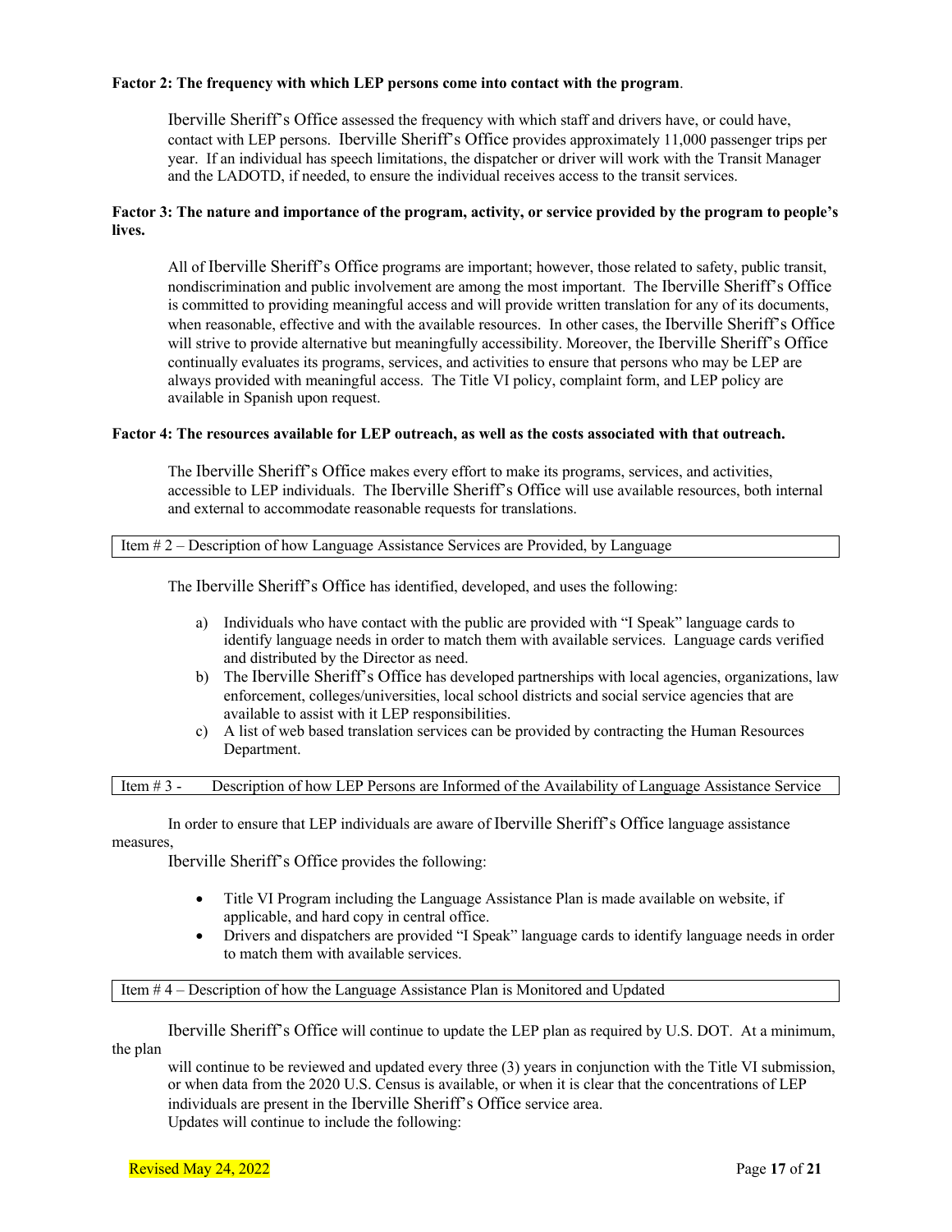**Factor 2: The frequency with which LEP persons come into contact with the program**.

Iberville Sheriff's Office assessed the frequency with which staff and drivers have, or could have, contact with LEP persons. Iberville Sheriff's Office provides approximately 11,000 passenger trips per year. If an individual has speech limitations, the dispatcher or driver will work with the Transit Manager and the LADOTD, if needed, to ensure the individual receives access to the transit services.

**Factor 3: The nature and importance of the program, activity, or service provided by the program to people's lives.**

All of Iberville Sheriff's Office programs are important; however, those related to safety, public transit, nondiscrimination and public involvement are among the most important. The Iberville Sheriff's Office is committed to providing meaningful access and will provide written translation for any of its documents, when reasonable, effective and with the available resources. In other cases, the Iberville Sheriff's Office will strive to provide alternative but meaningfully accessibility. Moreover, the Iberville Sheriff's Office continually evaluates its programs, services, and activities to ensure that persons who may be LEP are always provided with meaningful access. The Title VI policy, complaint form, and LEP policy are available in Spanish upon request.

**Factor 4: The resources available for LEP outreach, as well as the costs associated with that outreach.**

The Iberville Sheriff's Office makes every effort to make its programs, services, and activities, accessible to LEP individuals. The Iberville Sheriff's Office will use available resources, both internal and external to accommodate reasonable requests for translations.

Item # 2 – Description of how Language Assistance Services are Provided, by Language

The Iberville Sheriff's Office has identified, developed, and uses the following:

a) Individuals who have contact with the public are provided with "I Speak" language cards to identify language needs in order to match them with available services. Language cards verified and distributed by the Director as need.
b) The Iberville Sheriff's Office has developed partnerships with local agencies, organizations, law enforcement, colleges/universities, local school districts and social service agencies that are available to assist with it LEP responsibilities.
c) A list of web based translation services can be provided by contracting the Human Resources Department.

Item # 3 - Description of how LEP Persons are Informed of the Availability of Language Assistance Service

In order to ensure that LEP individuals are aware of Iberville Sheriff's Office language assistance measures,

Iberville Sheriff's Office provides the following:

- Title VI Program including the Language Assistance Plan is made available on website, if applicable, and hard copy in central office.
- Drivers and dispatchers are provided "I Speak" language cards to identify language needs in order to match them with available services.

Item # 4 – Description of how the Language Assistance Plan is Monitored and Updated

Iberville Sheriff's Office will continue to update the LEP plan as required by U.S. DOT. At a minimum, the plan will continue to be reviewed and updated every three (3) years in conjunction with the Title VI submission, or when data from the 2020 U.S. Census is available, or when it is clear that the concentrations of LEP individuals are present in the Iberville Sheriff's Office service area.

Updates will continue to include the following:

Revised May 24, 2022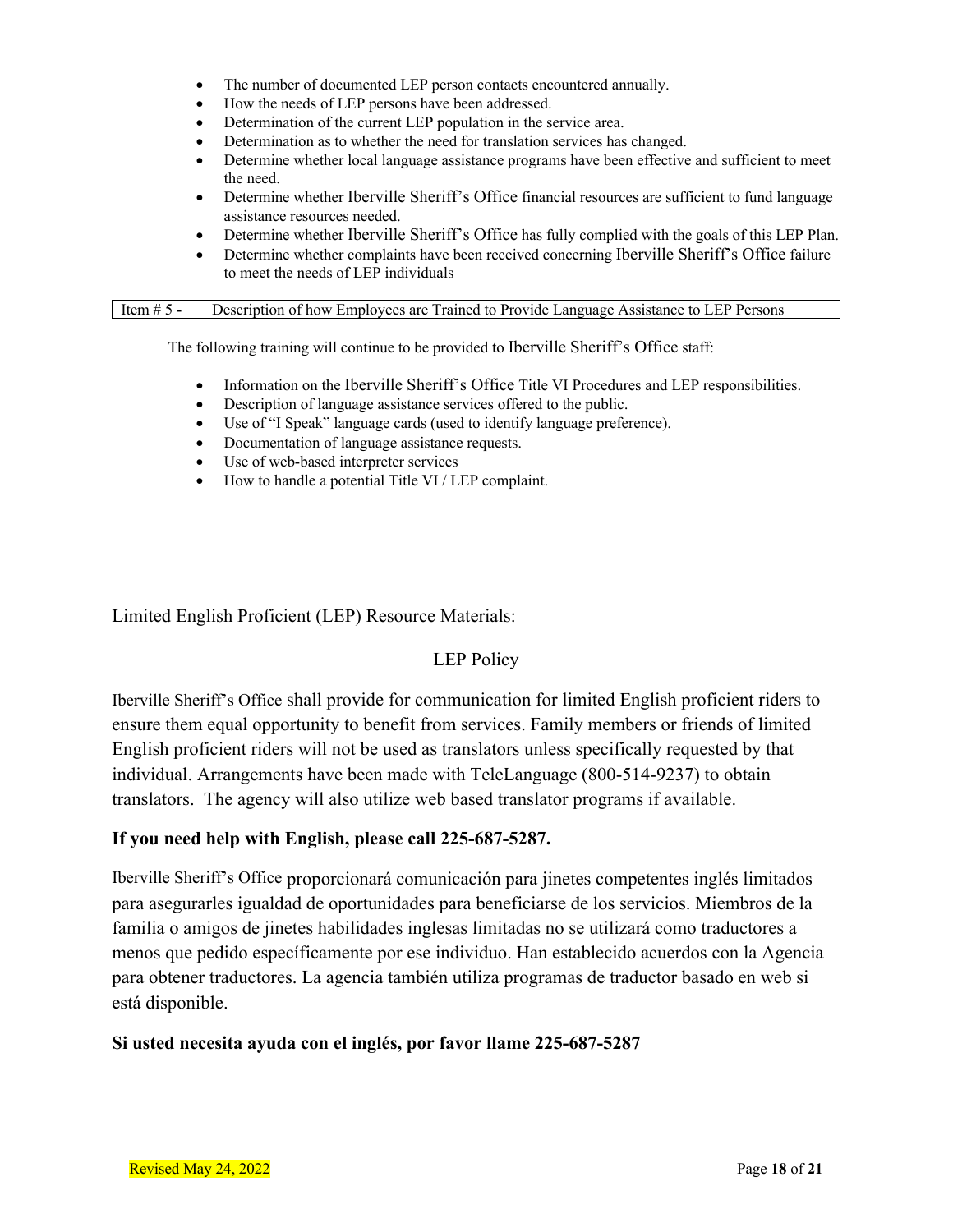- The number of documented LEP person contacts encountered annually.
- How the needs of LEP persons have been addressed.
- Determination of the current LEP population in the service area.
- Determination as to whether the need for translation services has changed.
- Determine whether local language assistance programs have been effective and sufficient to meet the need.
- Determine whether Iberville Sheriff's Office financial resources are sufficient to fund language assistance resources needed.
- Determine whether Iberville Sheriff's Office has fully complied with the goals of this LEP Plan.
- Determine whether complaints have been received concerning Iberville Sheriff's Office failure to meet the needs of LEP individuals

| Item # 5 - Description of how Employees are Trained to Provide Language Assistance to LEP Persons |
|---|

The following training will continue to be provided to Iberville Sheriff's Office staff:

- Information on the Iberville Sheriff's Office Title VI Procedures and LEP responsibilities.
- Description of language assistance services offered to the public.
- Use of "I Speak" language cards (used to identify language preference).
- Documentation of language assistance requests.
- Use of web-based interpreter services
- How to handle a potential Title VI / LEP complaint.

Limited English Proficient (LEP) Resource Materials:

## LEP Policy

Iberville Sheriff's Office shall provide for communication for limited English proficient riders to ensure them equal opportunity to benefit from services. Family members or friends of limited English proficient riders will not be used as translators unless specifically requested by that individual. Arrangements have been made with TeleLanguage (800-514-9237) to obtain translators. The agency will also utilize web based translator programs if available.

**If you need help with English, please call 225-687-5287.**

Iberville Sheriff's Office proporcionará comunicación para jinetes competentes inglés limitados para asegurarles igualdad de oportunidades para beneficiarse de los servicios. Miembros de la familia o amigos de jinetes habilidades inglesas limitadas no se utilizará como traductores a menos que pedido específicamente por ese individuo. Han establecido acuerdos con la Agencia para obtener traductores. La agencia también utiliza programas de traductor basado en web si está disponible.

**Si usted necesita ayuda con el inglés, por favor llame 225-687-5287**

Revised May 24, 2022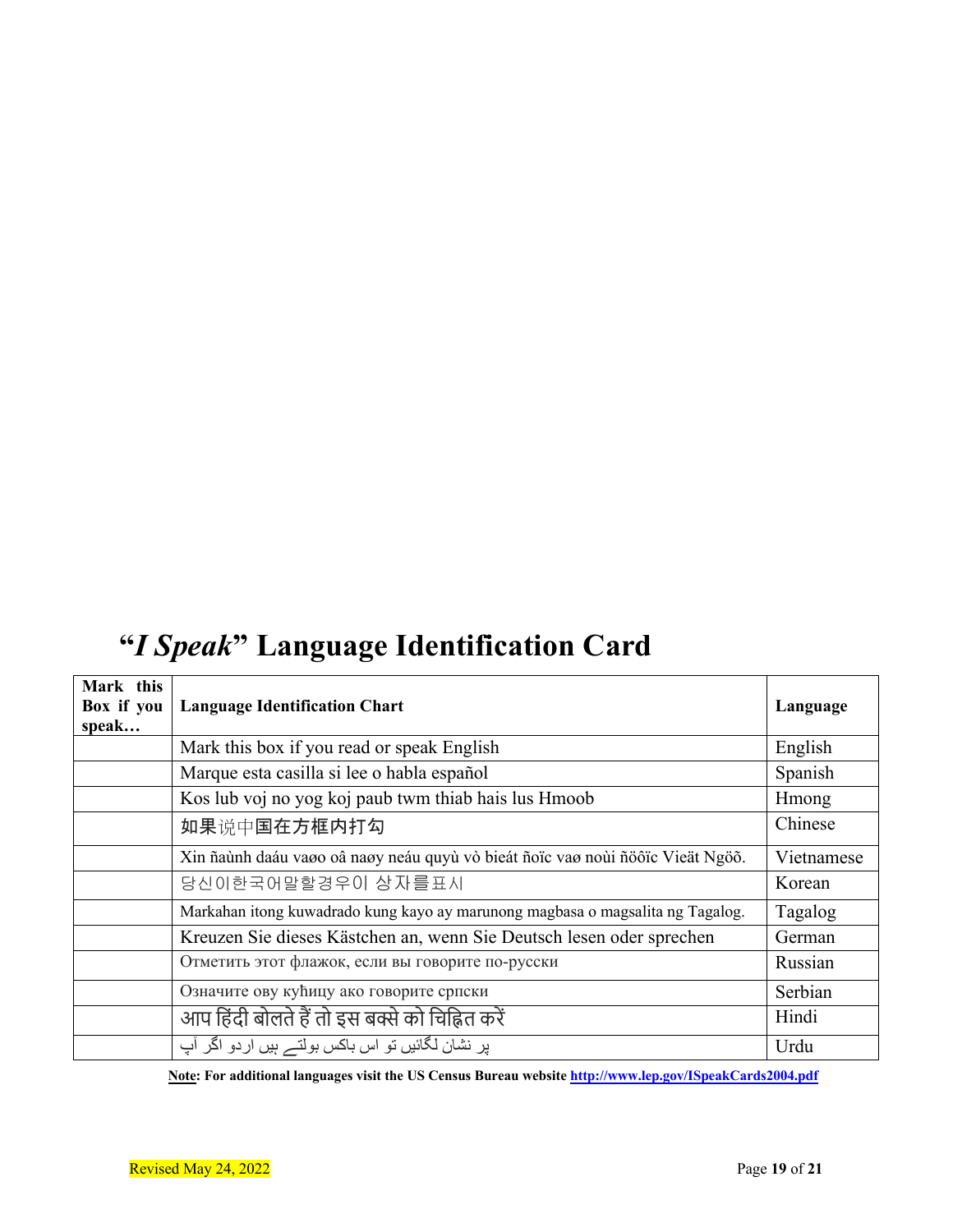# "*I Speak*" Language Identification Card

| Mark this Box if you speak… | Language Identification Chart | Language |
| --- | --- | --- |
| | Mark this box if you read or speak English | English |
| | Marque esta casilla si lee o habla español | Spanish |
| | Kos lub voj no yog koj paub twm thiab hais lus Hmoob | Hmong |
| | 如果说中国在方框内打勾 | Chinese |
| | Xin ñaùnh daáu vaøo oâ naøy neáu quyù vò bieát ñoïc vaø noùi ñöôïc Vieät Ngöõ. | Vietnamese |
| | 당신이한국어말할경우이 상자를표시 | Korean |
| | Markahan itong kuwadrado kung kayo ay marunong magbasa o magsalita ng Tagalog. | Tagalog |
| | Kreuzen Sie dieses Kästchen an, wenn Sie Deutsch lesen oder sprechen | German |
| | Отметить этот флажок, если вы говорите по-русски | Russian |
| | Означите ову кућицу ако говорите српски | Serbian |
| | आप हिंदी बोलते हैं तो इस बक्से को चिह्नित करें | Hindi |
| | پر نشان لگائیں تو اس باکس بولتے ہیں اردو اگر آپ | Urdu |

**Note: For additional languages visit the US Census Bureau website [http://www.lep.gov/ISpeakCards2004.pdf](http://www.lep.gov/ISpeakCards2004.pdf)**

Revised May 24, 2022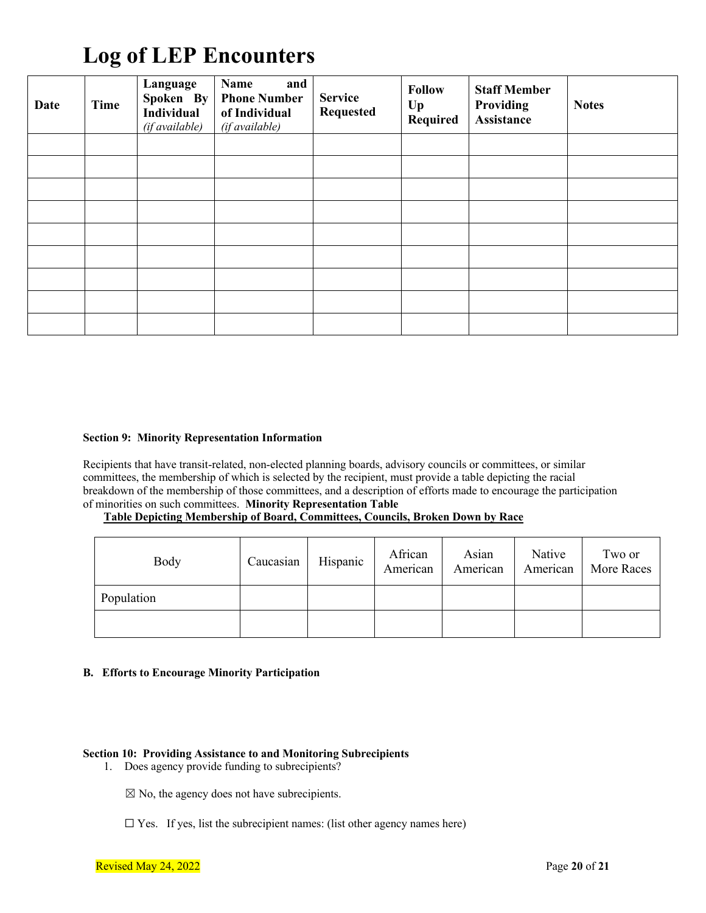# Log of LEP Encounters

| Date | Time | Language Spoken By Individual *(if available)* | Name and Phone Number of Individual *(if available)* | Service Requested | Follow Up Required | Staff Member Providing Assistance | Notes |
|---|---|---|---|---|---|---|---|
| | | | | | | | |
| | | | | | | | |
| | | | | | | | |
| | | | | | | | |
| | | | | | | | |
| | | | | | | | |
| | | | | | | | |
| | | | | | | | |
| | | | | | | | |

**Section 9: Minority Representation Information**

Recipients that have transit-related, non-elected planning boards, advisory councils or committees, or similar committees, the membership of which is selected by the recipient, must provide a table depicting the racial breakdown of the membership of those committees, and a description of efforts made to encourage the participation of minorities on such committees. **Minority Representation Table**

**Table Depicting Membership of Board, Committees, Councils, Broken Down by Race**

| Body | Caucasian | Hispanic | African American | Asian American | Native American | Two or More Races |
|---|---|---|---|---|---|---|
| Population | | | | | | |
| | | | | | | |

**B. Efforts to Encourage Minority Participation**

**Section 10: Providing Assistance to and Monitoring Subrecipients**

1. Does agency provide funding to subrecipients?

   ☒ No, the agency does not have subrecipients.

   ☐ Yes. If yes, list the subrecipient names: (list other agency names here)

Revised May 24, 2022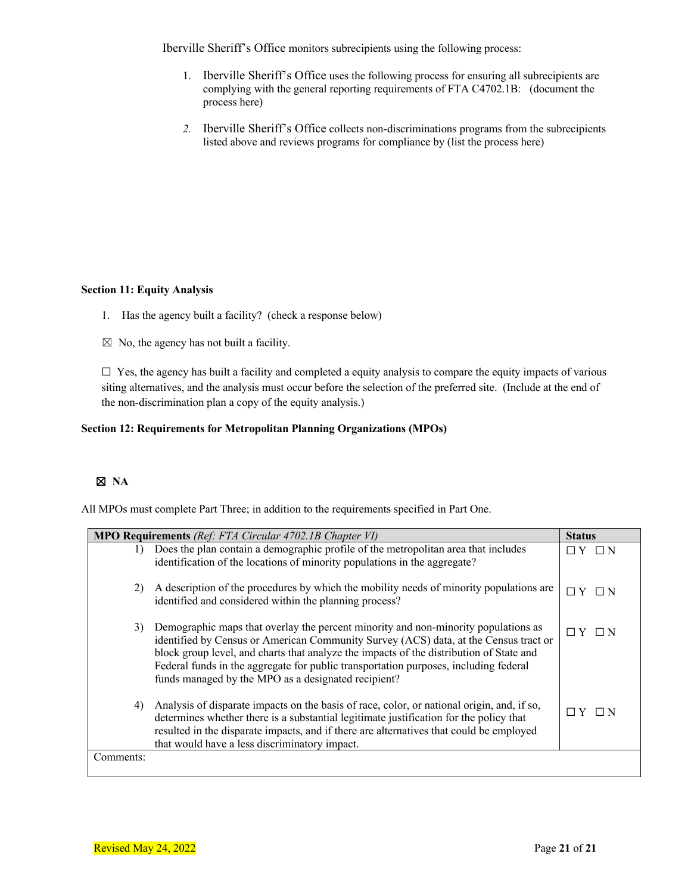Iberville Sheriff's Office monitors subrecipients using the following process:

1. Iberville Sheriff's Office uses the following process for ensuring all subrecipients are complying with the general reporting requirements of FTA C4702.1B: (document the process here)

2. Iberville Sheriff's Office collects non-discriminations programs from the subrecipients listed above and reviews programs for compliance by (list the process here)

**Section 11: Equity Analysis**

1. Has the agency built a facility? (check a response below)

☒ No, the agency has not built a facility.

☐ Yes, the agency has built a facility and completed a equity analysis to compare the equity impacts of various siting alternatives, and the analysis must occur before the selection of the preferred site. (Include at the end of the non-discrimination plan a copy of the equity analysis.)

**Section 12: Requirements for Metropolitan Planning Organizations (MPOs)**

☒ **NA**

All MPOs must complete Part Three; in addition to the requirements specified in Part One.

| **MPO Requirements** *(Ref: FTA Circular 4702.1B Chapter VI)* | **Status** |
|---|---|
| 1) Does the plan contain a demographic profile of the metropolitan area that includes identification of the locations of minority populations in the aggregate? | ☐ Y ☐ N |
| 2) A description of the procedures by which the mobility needs of minority populations are identified and considered within the planning process? | ☐ Y ☐ N |
| 3) Demographic maps that overlay the percent minority and non-minority populations as identified by Census or American Community Survey (ACS) data, at the Census tract or block group level, and charts that analyze the impacts of the distribution of State and Federal funds in the aggregate for public transportation purposes, including federal funds managed by the MPO as a designated recipient? | ☐ Y ☐ N |
| 4) Analysis of disparate impacts on the basis of race, color, or national origin, and, if so, determines whether there is a substantial legitimate justification for the policy that resulted in the disparate impacts, and if there are alternatives that could be employed that would have a less discriminatory impact. | ☐ Y ☐ N |
| Comments: | |

Revised May 24, 2022